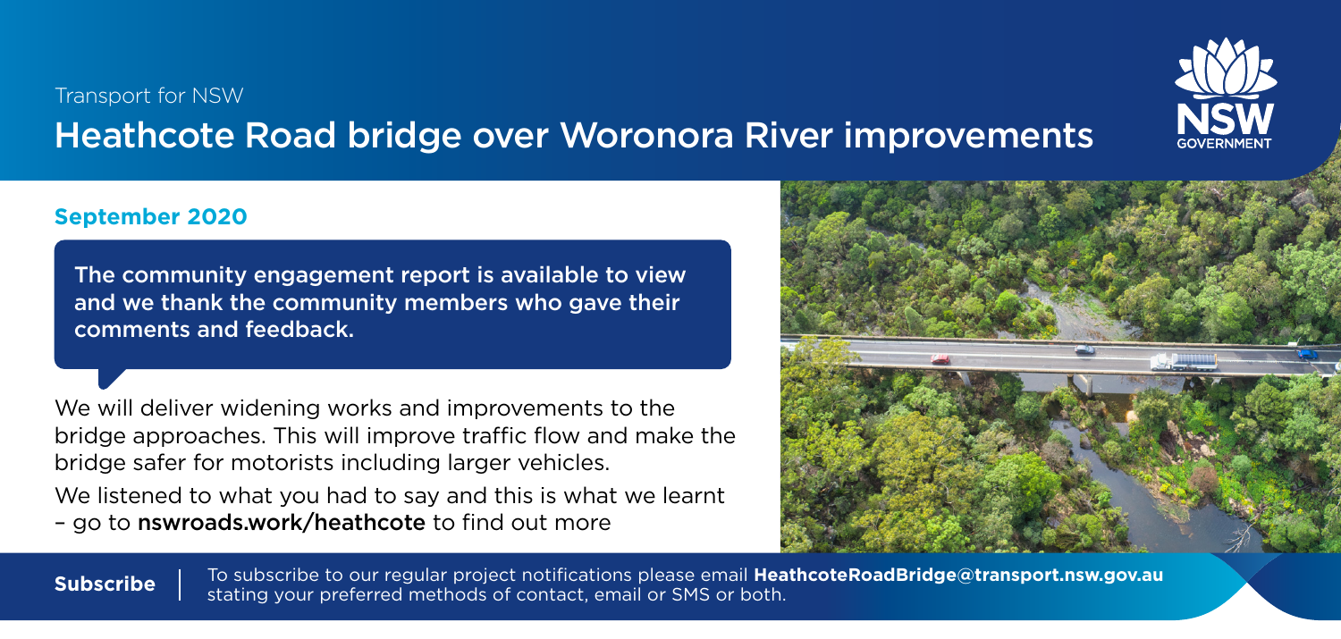Transport for NSW

# Heathcote Road bridge over Woronora River improvements

## September 2020

**The community engagement report is available to view and we thank the community members who gave their comments and feedback.**

We will deliver widening works and improvements to the bridge approaches. This will improve traffic flow and make the bridge safer for motorists including larger vehicles.

We listened to what you had to say and this is what we learnt – go to **nswroads.work/heathcote** to find out more

**Subscribe** | To subscribe to our regular project notifications please email **HeathcoteRoadBridge@transport.nsw.gov.au** stating your preferred methods of contact, email or SMS or both.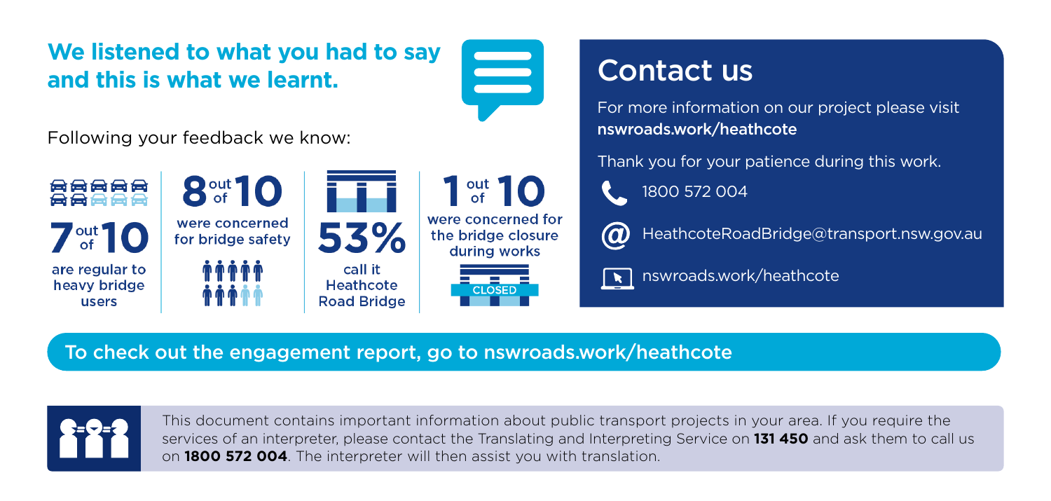## We listened to what you had to say and this is what we learnt.

Following your feedback we know:

**7 out of 10** are regular to heavy bridge users

**8 out of 10** were concerned for bridge safety

**53%** call it Heathcote Road Bridge

**1 out of 10** were concerned for the bridge closure during works

CLOSED

## Contact us

For more information on our project please visit **nswroads.work/heathcote**

Thank you for your patience during this work.

1800 572 004

HeathcoteRoadBridge@transport.nsw.gov.au

nswroads.work/heathcote

To check out the engagement report, go to nswroads.work/heathcote

This document contains important information about public transport projects in your area. If you require the services of an interpreter, please contact the Translating and Interpreting Service on **131 450** and ask them to call us on **1800 572 004**. The interpreter will then assist you with translation.